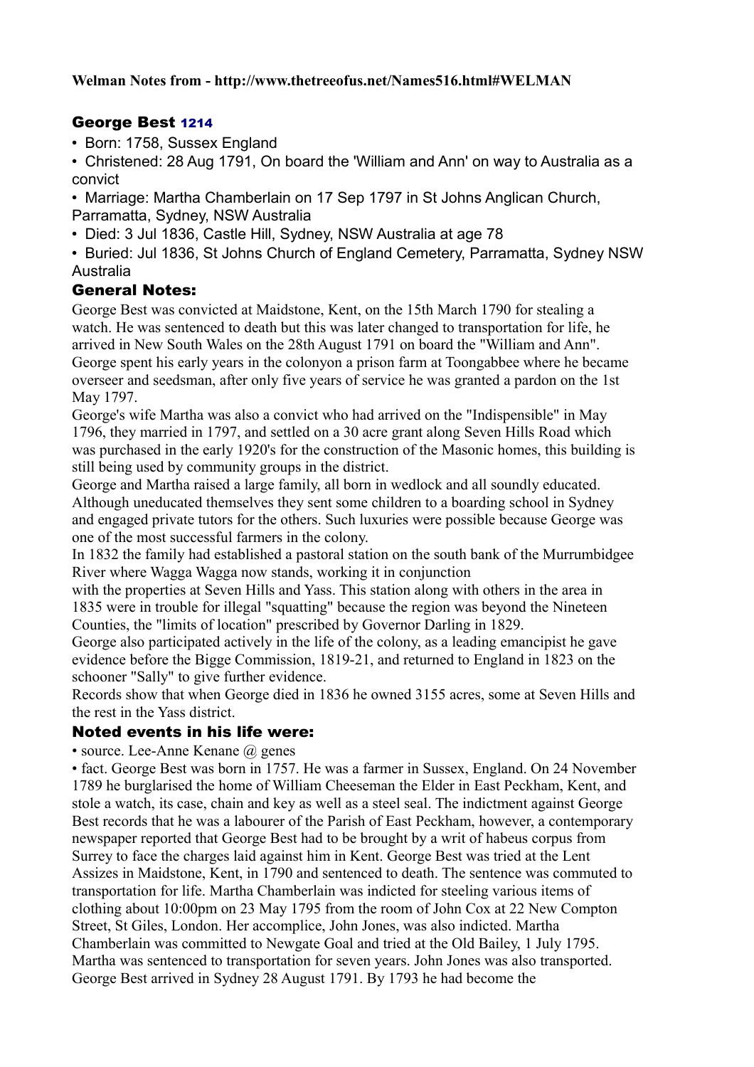**Welman Notes from - http://www.thetreeofus.net/Names516.html#WELMAN**

## George Best 1214

- Born: 1758, Sussex England
- Christened: 28 Aug 1791, On board the 'William and Ann' on way to Australia as a convict
- Marriage: Martha Chamberlain on 17 Sep 1797 in St Johns Anglican Church, Parramatta, Sydney, NSW Australia
- Died: 3 Jul 1836, Castle Hill, Sydney, NSW Australia at age 78
- Buried: Jul 1836, St Johns Church of England Cemetery, Parramatta, Sydney NSW Australia

## General Notes:

George Best was convicted at Maidstone, Kent, on the 15th March 1790 for stealing a watch. He was sentenced to death but this was later changed to transportation for life, he arrived in New South Wales on the 28th August 1791 on board the "William and Ann". George spent his early years in the colonyon a prison farm at Toongabbee where he became overseer and seedsman, after only five years of service he was granted a pardon on the 1st May 1797.

George's wife Martha was also a convict who had arrived on the "Indispensible" in May 1796, they married in 1797, and settled on a 30 acre grant along Seven Hills Road which was purchased in the early 1920's for the construction of the Masonic homes, this building is still being used by community groups in the district.

George and Martha raised a large family, all born in wedlock and all soundly educated. Although uneducated themselves they sent some children to a boarding school in Sydney and engaged private tutors for the others. Such luxuries were possible because George was one of the most successful farmers in the colony.

In 1832 the family had established a pastoral station on the south bank of the Murrumbidgee River where Wagga Wagga now stands, working it in conjunction with the properties at Seven Hills and Yass. This station along with others in the area in 1835 were in trouble for illegal "squatting" because the region was beyond the Nineteen Counties, the "limits of location" prescribed by Governor Darling in 1829.

George also participated actively in the life of the colony, as a leading emancipist he gave evidence before the Bigge Commission, 1819-21, and returned to England in 1823 on the schooner "Sally" to give further evidence.

Records show that when George died in 1836 he owned 3155 acres, some at Seven Hills and the rest in the Yass district.

## Noted events in his life were:

- source. Lee-Anne Kenane @ genes
- fact. George Best was born in 1757. He was a farmer in Sussex, England. On 24 November 1789 he burglarised the home of William Cheeseman the Elder in East Peckham, Kent, and stole a watch, its case, chain and key as well as a steel seal. The indictment against George Best records that he was a labourer of the Parish of East Peckham, however, a contemporary newspaper reported that George Best had to be brought by a writ of habeus corpus from Surrey to face the charges laid against him in Kent. George Best was tried at the Lent Assizes in Maidstone, Kent, in 1790 and sentenced to death. The sentence was commuted to transportation for life. Martha Chamberlain was indicted for steeling various items of clothing about 10:00pm on 23 May 1795 from the room of John Cox at 22 New Compton Street, St Giles, London. Her accomplice, John Jones, was also indicted. Martha Chamberlain was committed to Newgate Goal and tried at the Old Bailey, 1 July 1795. Martha was sentenced to transportation for seven years. John Jones was also transported. George Best arrived in Sydney 28 August 1791. By 1793 he had become the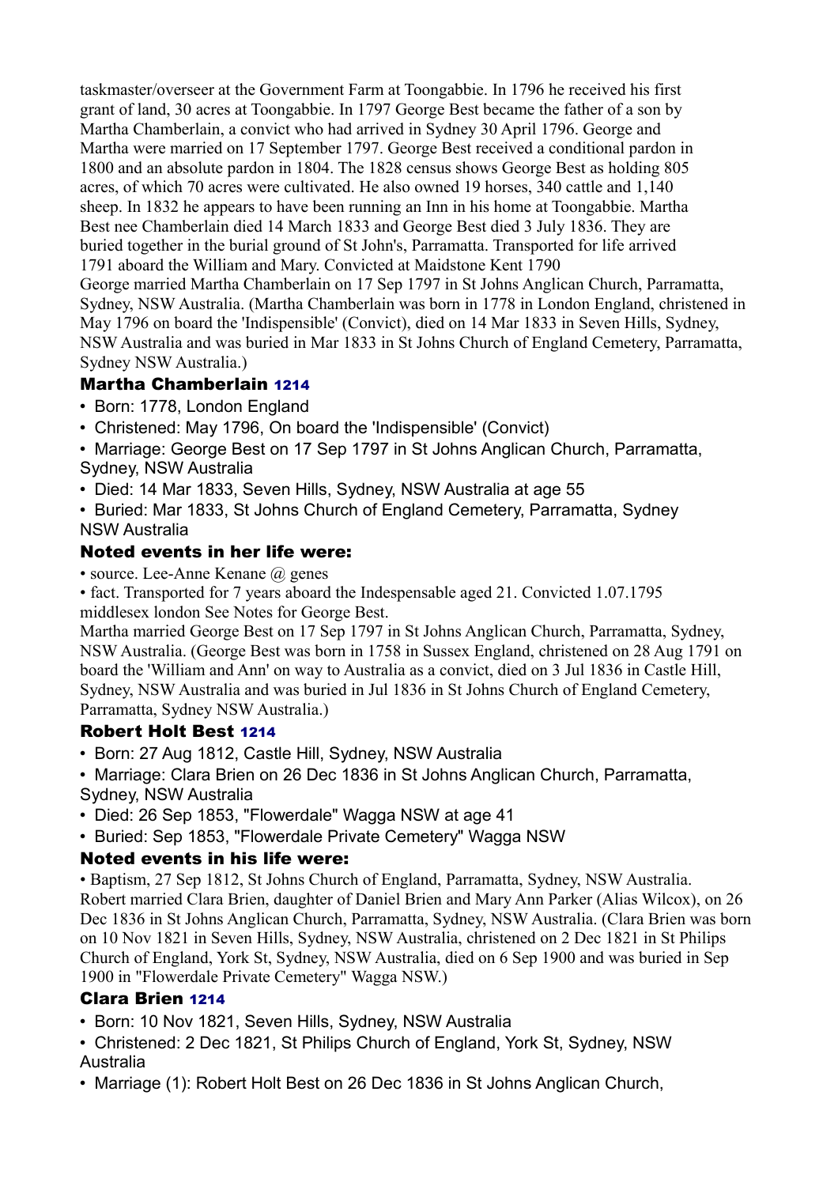taskmaster/overseer at the Government Farm at Toongabbie. In 1796 he received his first grant of land, 30 acres at Toongabbie. In 1797 George Best became the father of a son by Martha Chamberlain, a convict who had arrived in Sydney 30 April 1796. George and Martha were married on 17 September 1797. George Best received a conditional pardon in 1800 and an absolute pardon in 1804. The 1828 census shows George Best as holding 805 acres, of which 70 acres were cultivated. He also owned 19 horses, 340 cattle and 1,140 sheep. In 1832 he appears to have been running an Inn in his home at Toongabbie. Martha Best nee Chamberlain died 14 March 1833 and George Best died 3 July 1836. They are buried together in the burial ground of St John's, Parramatta. Transported for life arrived 1791 aboard the William and Mary. Convicted at Maidstone Kent 1790

George married Martha Chamberlain on 17 Sep 1797 in St Johns Anglican Church, Parramatta, Sydney, NSW Australia. (Martha Chamberlain was born in 1778 in London England, christened in May 1796 on board the 'Indispensible' (Convict), died on 14 Mar 1833 in Seven Hills, Sydney, NSW Australia and was buried in Mar 1833 in St Johns Church of England Cemetery, Parramatta, Sydney NSW Australia.)

### Martha Chamberlain 1214

- Born: 1778, London England
- Christened: May 1796, On board the 'Indispensible' (Convict)
- Marriage: George Best on 17 Sep 1797 in St Johns Anglican Church, Parramatta, Sydney, NSW Australia
- Died: 14 Mar 1833, Seven Hills, Sydney, NSW Australia at age 55
- Buried: Mar 1833, St Johns Church of England Cemetery, Parramatta, Sydney NSW Australia

### Noted events in her life were:

- source. Lee-Anne Kenane @ genes
- fact. Transported for 7 years aboard the Indespensable aged 21. Convicted 1.07.1795 middlesex london See Notes for George Best.

Martha married George Best on 17 Sep 1797 in St Johns Anglican Church, Parramatta, Sydney, NSW Australia. (George Best was born in 1758 in Sussex England, christened on 28 Aug 1791 on board the 'William and Ann' on way to Australia as a convict, died on 3 Jul 1836 in Castle Hill, Sydney, NSW Australia and was buried in Jul 1836 in St Johns Church of England Cemetery, Parramatta, Sydney NSW Australia.)

### Robert Holt Best 1214

- Born: 27 Aug 1812, Castle Hill, Sydney, NSW Australia
- Marriage: Clara Brien on 26 Dec 1836 in St Johns Anglican Church, Parramatta, Sydney, NSW Australia
- Died: 26 Sep 1853, "Flowerdale" Wagga NSW at age 41
- Buried: Sep 1853, "Flowerdale Private Cemetery" Wagga NSW

### Noted events in his life were:

- Baptism, 27 Sep 1812, St Johns Church of England, Parramatta, Sydney, NSW Australia.

Robert married Clara Brien, daughter of Daniel Brien and Mary Ann Parker (Alias Wilcox), on 26 Dec 1836 in St Johns Anglican Church, Parramatta, Sydney, NSW Australia. (Clara Brien was born on 10 Nov 1821 in Seven Hills, Sydney, NSW Australia, christened on 2 Dec 1821 in St Philips Church of England, York St, Sydney, NSW Australia, died on 6 Sep 1900 and was buried in Sep 1900 in "Flowerdale Private Cemetery" Wagga NSW.)

### Clara Brien 1214

- Born: 10 Nov 1821, Seven Hills, Sydney, NSW Australia
- Christened: 2 Dec 1821, St Philips Church of England, York St, Sydney, NSW Australia
- Marriage (1): Robert Holt Best on 26 Dec 1836 in St Johns Anglican Church,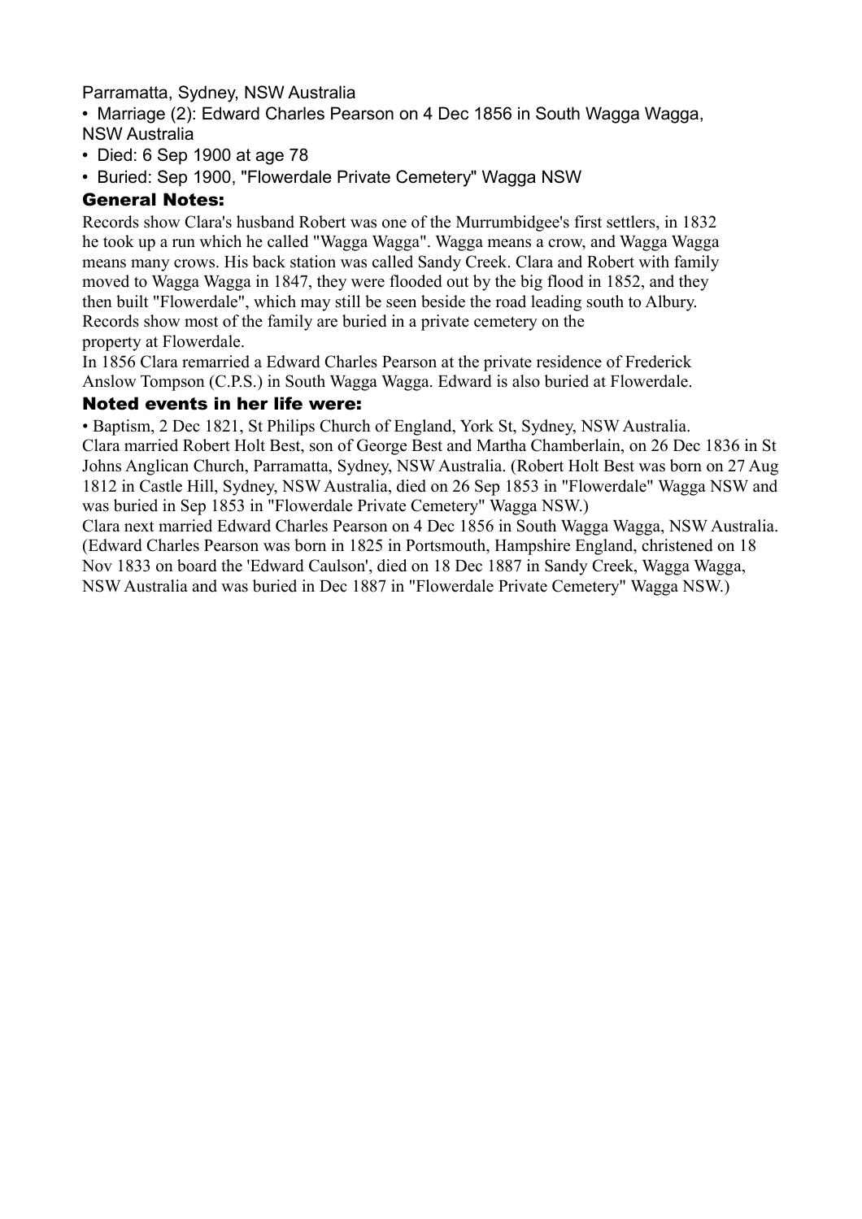Parramatta, Sydney, NSW Australia

- Marriage (2): Edward Charles Pearson on 4 Dec 1856 in South Wagga Wagga, NSW Australia
- Died: 6 Sep 1900 at age 78
- Buried: Sep 1900, "Flowerdale Private Cemetery" Wagga NSW

### General Notes:

Records show Clara's husband Robert was one of the Murrumbidgee's first settlers, in 1832 he took up a run which he called "Wagga Wagga". Wagga means a crow, and Wagga Wagga means many crows. His back station was called Sandy Creek. Clara and Robert with family moved to Wagga Wagga in 1847, they were flooded out by the big flood in 1852, and they then built "Flowerdale", which may still be seen beside the road leading south to Albury. Records show most of the family are buried in a private cemetery on the property at Flowerdale.

In 1856 Clara remarried a Edward Charles Pearson at the private residence of Frederick Anslow Tompson (C.P.S.) in South Wagga Wagga. Edward is also buried at Flowerdale.

### Noted events in her life were:

- Baptism, 2 Dec 1821, St Philips Church of England, York St, Sydney, NSW Australia.

Clara married Robert Holt Best, son of George Best and Martha Chamberlain, on 26 Dec 1836 in St Johns Anglican Church, Parramatta, Sydney, NSW Australia. (Robert Holt Best was born on 27 Aug 1812 in Castle Hill, Sydney, NSW Australia, died on 26 Sep 1853 in "Flowerdale" Wagga NSW and was buried in Sep 1853 in "Flowerdale Private Cemetery" Wagga NSW.)

Clara next married Edward Charles Pearson on 4 Dec 1856 in South Wagga Wagga, NSW Australia. (Edward Charles Pearson was born in 1825 in Portsmouth, Hampshire England, christened on 18 Nov 1833 on board the 'Edward Caulson', died on 18 Dec 1887 in Sandy Creek, Wagga Wagga, NSW Australia and was buried in Dec 1887 in "Flowerdale Private Cemetery" Wagga NSW.)